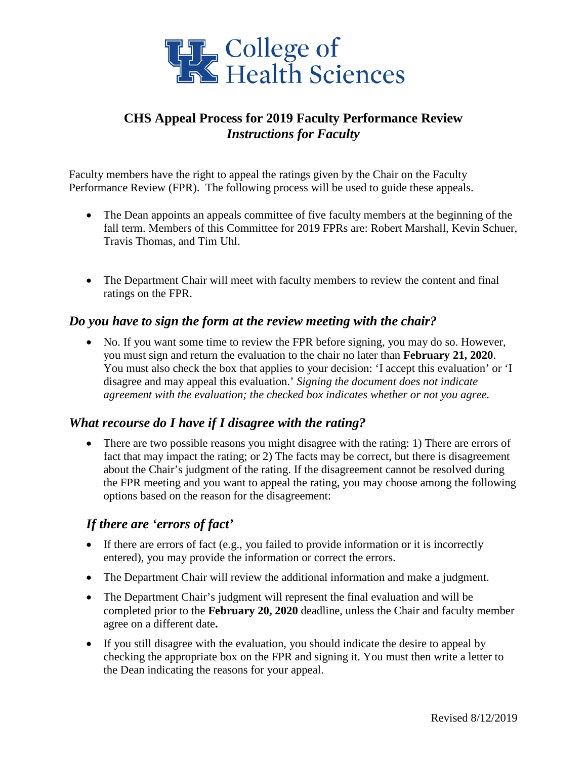College of Health Sciences

# CHS Appeal Process for 2019 Faculty Performance Review
## *Instructions for Faculty*

Faculty members have the right to appeal the ratings given by the Chair on the Faculty Performance Review (FPR). The following process will be used to guide these appeals.

- The Dean appoints an appeals committee of five faculty members at the beginning of the fall term. Members of this Committee for 2019 FPRs are: Robert Marshall, Kevin Schuer, Travis Thomas, and Tim Uhl.

- The Department Chair will meet with faculty members to review the content and final ratings on the FPR.

### *Do you have to sign the form at the review meeting with the chair?*

- No. If you want some time to review the FPR before signing, you may do so. However, you must sign and return the evaluation to the chair no later than **February 21, 2020**. You must also check the box that applies to your decision: 'I accept this evaluation' or 'I disagree and may appeal this evaluation.' *Signing the document does not indicate agreement with the evaluation; the checked box indicates whether or not you agree.*

### *What recourse do I have if I disagree with the rating?*

- There are two possible reasons you might disagree with the rating: 1) There are errors of fact that may impact the rating; or 2) The facts may be correct, but there is disagreement about the Chair's judgment of the rating. If the disagreement cannot be resolved during the FPR meeting and you want to appeal the rating, you may choose among the following options based on the reason for the disagreement:

### *If there are 'errors of fact'*

- If there are errors of fact (e.g., you failed to provide information or it is incorrectly entered), you may provide the information or correct the errors.
- The Department Chair will review the additional information and make a judgment.
- The Department Chair's judgment will represent the final evaluation and will be completed prior to the **February 20, 2020** deadline, unless the Chair and faculty member agree on a different date**.**
- If you still disagree with the evaluation, you should indicate the desire to appeal by checking the appropriate box on the FPR and signing it. You must then write a letter to the Dean indicating the reasons for your appeal.

Revised 8/12/2019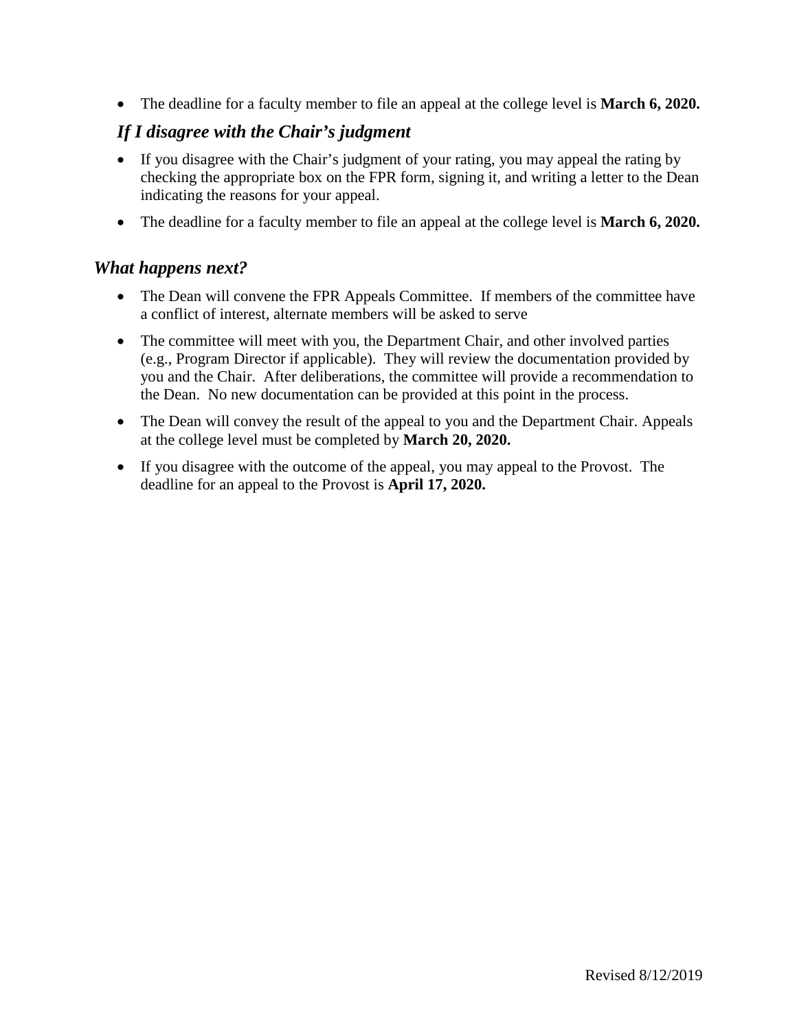- The deadline for a faculty member to file an appeal at the college level is **March 6, 2020.**

### *If I disagree with the Chair's judgment*

- If you disagree with the Chair's judgment of your rating, you may appeal the rating by checking the appropriate box on the FPR form, signing it, and writing a letter to the Dean indicating the reasons for your appeal.
- The deadline for a faculty member to file an appeal at the college level is **March 6, 2020.**

## *What happens next?*

- The Dean will convene the FPR Appeals Committee. If members of the committee have a conflict of interest, alternate members will be asked to serve
- The committee will meet with you, the Department Chair, and other involved parties (e.g., Program Director if applicable). They will review the documentation provided by you and the Chair. After deliberations, the committee will provide a recommendation to the Dean. No new documentation can be provided at this point in the process.
- The Dean will convey the result of the appeal to you and the Department Chair. Appeals at the college level must be completed by **March 20, 2020.**
- If you disagree with the outcome of the appeal, you may appeal to the Provost. The deadline for an appeal to the Provost is **April 17, 2020.**

Revised 8/12/2019